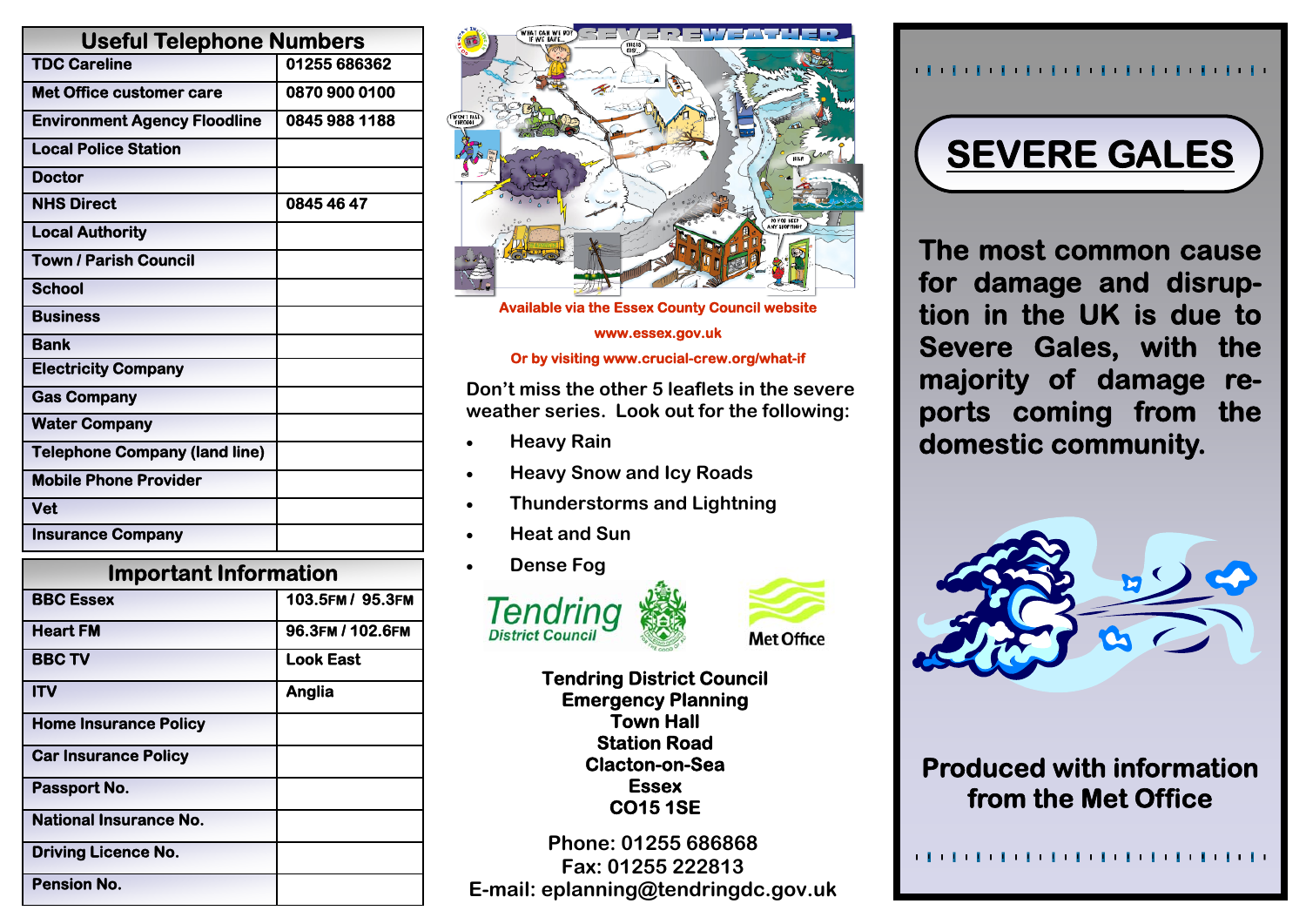## Useful Telephone Numbers

| Useful Telephone Numbers | |
|---|---|
| TDC Careline | 01255 686362 |
| Met Office customer care | 0870 900 0100 |
| Environment Agency Floodline | 0845 988 1188 |
| Local Police Station | |
| Doctor | |
| NHS Direct | 0845 46 47 |
| Local Authority | |
| Town / Parish Council | |
| School | |
| Business | |
| Bank | |
| Electricity Company | |
| Gas Company | |
| Water Company | |
| Telephone Company (land line) | |
| Mobile Phone Provider | |
| Vet | |
| Insurance Company | |

## Important Information

| Important Information | |
|---|---|
| BBC Essex | 103.5FM / 95.3FM |
| Heart FM | 96.3FM / 102.6FM |
| BBC TV | Look East |
| ITV | Anglia |
| Home Insurance Policy | |
| Car Insurance Policy | |
| Passport No. | |
| National Insurance No. | |
| Driving Licence No. | |
| Pension No. | |

Available via the Essex County Council website

www.essex.gov.uk

Or by visiting www.crucial-crew.org/what-if

Don't miss the other 5 leaflets in the severe weather series. Look out for the following:

- Heavy Rain
- Heavy Snow and Icy Roads
- Thunderstorms and Lightning
- Heat and Sun
- Dense Fog

Tendring District Council

Met Office

**Tendring District Council**
**Emergency Planning**
**Town Hall**
**Station Road**
**Clacton-on-Sea**
**Essex**
**CO15 1SE**

**Phone: 01255 686868**
**Fax: 01255 222813**
**E-mail: eplanning@tendringdc.gov.uk**

# SEVERE GALES

**The most common cause for damage and disruption in the UK is due to Severe Gales, with the majority of damage reports coming from the domestic community.**

**Produced with information from the Met Office**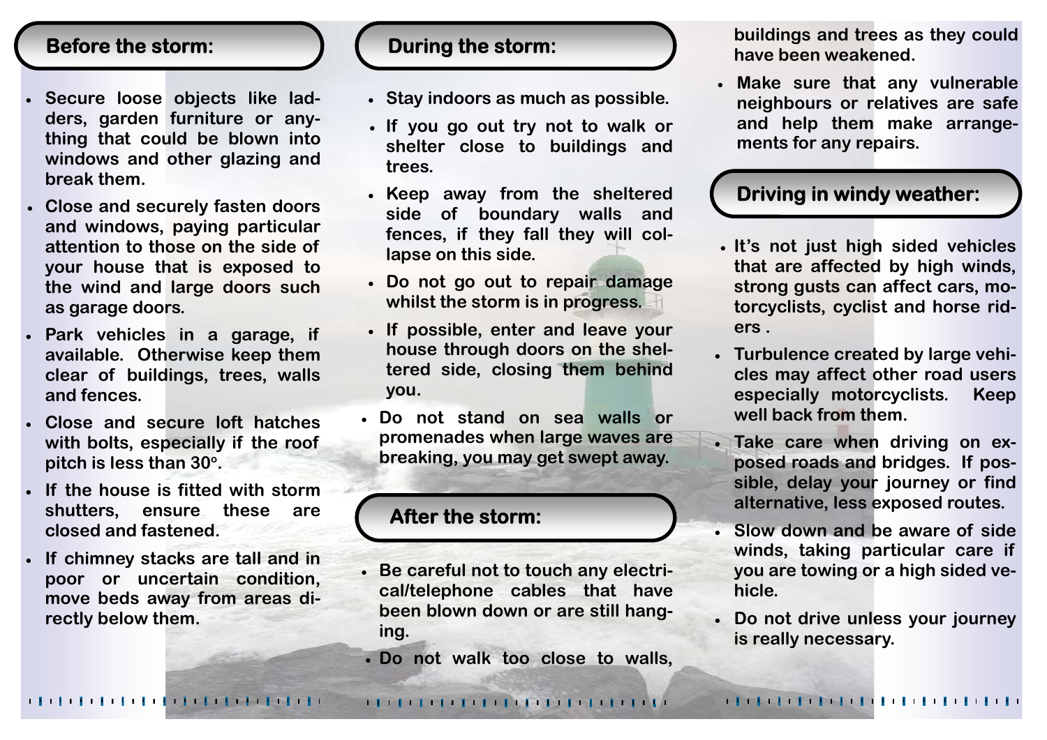## Before the storm:

- Secure loose objects like ladders, garden furniture or anything that could be blown into windows and other glazing and break them.
- Close and securely fasten doors and windows, paying particular attention to those on the side of your house that is exposed to the wind and large doors such as garage doors.
- Park vehicles in a garage, if available. Otherwise keep them clear of buildings, trees, walls and fences.
- Close and secure loft hatches with bolts, especially if the roof pitch is less than 30°.
- If the house is fitted with storm shutters, ensure these are closed and fastened.
- If chimney stacks are tall and in poor or uncertain condition, move beds away from areas directly below them.

## During the storm:

- Stay indoors as much as possible.
- If you go out try not to walk or shelter close to buildings and trees.
- Keep away from the sheltered side of boundary walls and fences, if they fall they will collapse on this side.
- Do not go out to repair damage whilst the storm is in progress.
- If possible, enter and leave your house through doors on the sheltered side, closing them behind you.
- Do not stand on sea walls or promenades when large waves are breaking, you may get swept away.

## After the storm:

- Be careful not to touch any electrical/telephone cables that have been blown down or are still hanging.
- Do not walk too close to walls, buildings and trees as they could have been weakened.
- Make sure that any vulnerable neighbours or relatives are safe and help them make arrangements for any repairs.

## Driving in windy weather:

- It's not just high sided vehicles that are affected by high winds, strong gusts can affect cars, motorcyclists, cyclist and horse riders .
- Turbulence created by large vehicles may affect other road users especially motorcyclists. Keep well back from them.
- Take care when driving on exposed roads and bridges. If possible, delay your journey or find alternative, less exposed routes.
- Slow down and be aware of side winds, taking particular care if you are towing or a high sided vehicle.
- Do not drive unless your journey is really necessary.